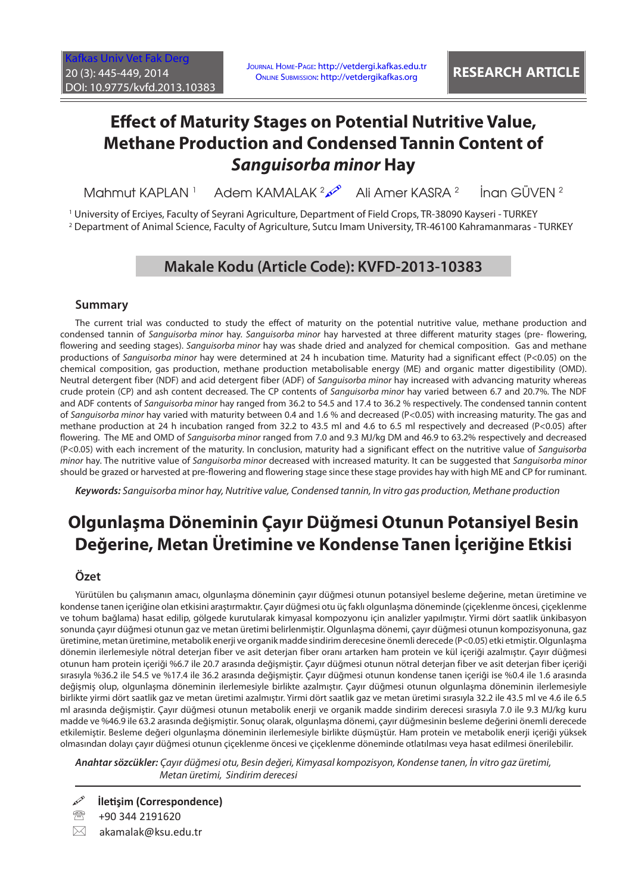# Effect of Maturity Stages on Potential Nutritive Value, Methane Production and Condensed Tannin Content of *Sanguisorba minor* Hay

Mahmut KAPLAN [1] Adem KAMALAK [2] Ali Amer KASRA [2] İnan GÜVEN [2]

[1] University of Erciyes, Faculty of Seyrani Agriculture, Department of Field Crops, TR-38090 Kayseri - TURKEY
[2] Department of Animal Science, Faculty of Agriculture, Sutcu Imam University, TR-46100 Kahramanmaras - TURKEY

## Makale Kodu (Article Code): KVFD-2013-10383

### Summary

The current trial was conducted to study the effect of maturity on the potential nutritive value, methane production and condensed tannin of *Sanguisorba minor* hay. *Sanguisorba minor* hay harvested at three different maturity stages (pre- flowering, flowering and seeding stages). *Sanguisorba minor* hay was shade dried and analyzed for chemical composition. Gas and methane productions of *Sanguisorba minor* hay were determined at 24 h incubation time. Maturity had a significant effect ($P<0.05$) on the chemical composition, gas production, methane production metabolisable energy (ME) and organic matter digestibility (OMD). Neutral detergent fiber (NDF) and acid detergent fiber (ADF) of *Sanguisorba minor* hay increased with advancing maturity whereas crude protein (CP) and ash content decreased. The CP contents of *Sanguisorba minor* hay varied between 6.7 and 20.7%. The NDF and ADF contents of *Sanguisorba minor* hay ranged from 36.2 to 54.5 and 17.4 to 36.2 % respectively. The condensed tannin content of *Sanguisorba minor* hay varied with maturity between 0.4 and 1.6 % and decreased ($P<0.05$) with increasing maturity. The gas and methane production at 24 h incubation ranged from 32.2 to 43.5 ml and 4.6 to 6.5 ml respectively and decreased ($P<0.05$) after flowering. The ME and OMD of *Sanguisorba minor* ranged from 7.0 and 9.3 MJ/kg DM and 46.9 to 63.2% respectively and decreased ($P<0.05$) with each increment of the maturity. In conclusion, maturity had a significant effect on the nutritive value of *Sanguisorba minor* hay. The nutritive value of *Sanguisorba minor* decreased with increased maturity. It can be suggested that *Sanguisorba minor* should be grazed or harvested at pre-flowering and flowering stage since these stage provides hay with high ME and CP for ruminant.

***Keywords:*** *Sanguisorba minor hay, Nutritive value, Condensed tannin, In vitro gas production, Methane production*

# Olgunlaşma Döneminin Çayır Düğmesi Otunun Potansiyel Besin Değerine, Metan Üretimine ve Kondense Tanen İçeriğine Etkisi

### Özet

Yürütülen bu çalışmanın amacı, olgunlaşma döneminin çayır düğmesi otunun potansiyel besleme değerine, metan üretimine ve kondense tanen içeriğine olan etkisini araştırmaktır. Çayır düğmesi otu üç faklı olgunlaşma döneminde (çiçeklenme öncesi, çiçeklenme ve tohum bağlama) hasat edilip, gölgede kurutularak kimyasal kompozyonu için analizler yapılmıştır. Yirmi dört saatlik ünkibasyon sonunda çayır düğmesi otunun gaz ve metan üretimi belirlenmiştir. Olgunlaşma dönemi, çayır düğmesi otunun kompozisyonuna, gaz üretimine, metan üretimine, metabolik enerji ve organik madde sindirim derecesine önemli derecede ($P<0.05$) etki etmiştir. Olgunlaşma dönemin ilerlemesiyle nötral deterjan fiber ve asit deterjan fiber oranı artarken ham protein ve kül içeriği azalmıştır. Çayır düğmesi otunun ham protein içeriği %6.7 ile 20.7 arasında değişmiştir. Çayır düğmesi otunun nötral deterjan fiber ve asit deterjan fiber içeriği sırasıyla %36.2 ile 54.5 ve %17.4 ile 36.2 arasında değişmiştir. Çayır düğmesi otunun kondense tanen içeriği ise %0.4 ile 1.6 arasında değişmiş olup, olgunlaşma döneminin ilerlemesiyle birlikte azalmıştır. Çayır düğmesi otunun olgunlaşma döneminin ilerlemesiyle birlikte yirmi dört saatlik gaz ve metan üretimi azalmıştır. Yirmi dört saatlik gaz ve metan üretimi sırasıyla 32.2 ile 43.5 ml ve 4.6 ile 6.5 ml arasında değişmiştir. Çayır düğmesi otunun metabolik enerji ve organik madde sindirim derecesi sırasıyla 7.0 ile 9.3 MJ/kg kuru madde ve %46.9 ile 63.2 arasında değişmiştir. Sonuç olarak, olgunlaşma dönemi, çayır düğmesinin besleme değerini önemli derecede etkilemiştir. Besleme değeri olgunlaşma döneminin ilerlemesiyle birlikte düşmüştür. Ham protein ve metabolik enerji içeriği yüksek olmasından dolayı çayır düğmesi otunun çiçeklenme öncesi ve çiçeklenme döneminde otlatılması veya hasat edilmesi önerilebilir.

***Anahtar sözcükler:*** *Çayır düğmesi otu, Besin değeri, Kimyasal kompozisyon, Kondense tanen, İn vitro gaz üretimi, Metan üretimi, Sindirim derecesi*

**İletişim (Correspondence)**

+90 344 2191620

akamalak@ksu.edu.tr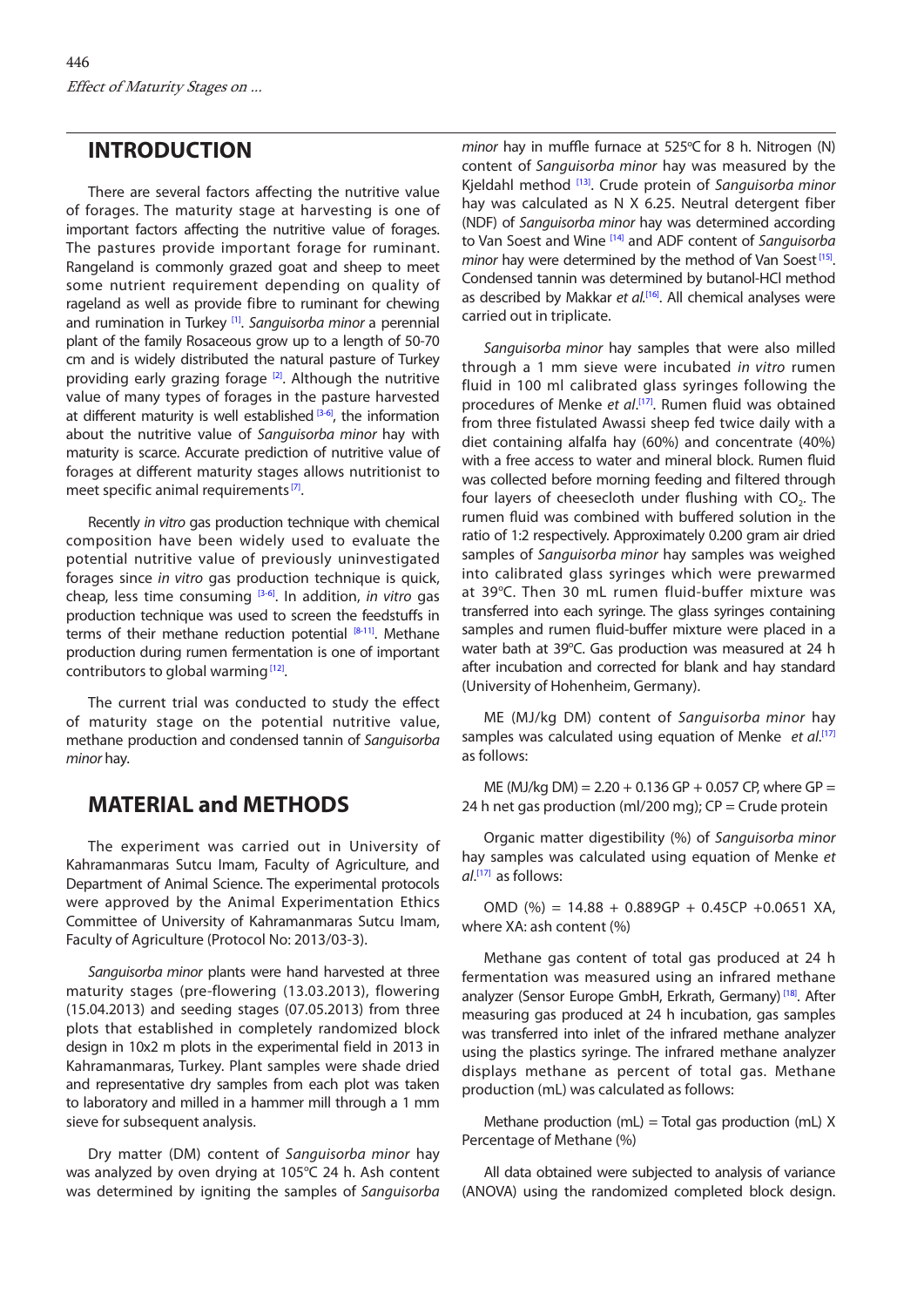## INTRODUCTION

There are several factors affecting the nutritive value of forages. The maturity stage at harvesting is one of important factors affecting the nutritive value of forages. The pastures provide important forage for ruminant. Rangeland is commonly grazed goat and sheep to meet some nutrient requirement depending on quality of rageland as well as provide fibre to ruminant for chewing and rumination in Turkey [1]. *Sanguisorba minor* a perennial plant of the family Rosaceous grow up to a length of 50-70 cm and is widely distributed the natural pasture of Turkey providing early grazing forage [2]. Although the nutritive value of many types of forages in the pasture harvested at different maturity is well established [3-6], the information about the nutritive value of *Sanguisorba minor* hay with maturity is scarce. Accurate prediction of nutritive value of forages at different maturity stages allows nutritionist to meet specific animal requirements [7].

Recently *in vitro* gas production technique with chemical composition have been widely used to evaluate the potential nutritive value of previously uninvestigated forages since *in vitro* gas production technique is quick, cheap, less time consuming [3-6]. In addition, *in vitro* gas production technique was used to screen the feedstuffs in terms of their methane reduction potential [8-11]. Methane production during rumen fermentation is one of important contributors to global warming [12].

The current trial was conducted to study the effect of maturity stage on the potential nutritive value, methane production and condensed tannin of *Sanguisorba minor* hay.

## MATERIAL and METHODS

The experiment was carried out in University of Kahramanmaras Sutcu Imam, Faculty of Agriculture, and Department of Animal Science. The experimental protocols were approved by the Animal Experimentation Ethics Committee of University of Kahramanmaras Sutcu Imam, Faculty of Agriculture (Protocol No: 2013/03-3).

*Sanguisorba minor* plants were hand harvested at three maturity stages (pre-flowering (13.03.2013), flowering (15.04.2013) and seeding stages (07.05.2013) from three plots that established in completely randomized block design in 10x2 m plots in the experimental field in 2013 in Kahramanmaras, Turkey. Plant samples were shade dried and representative dry samples from each plot was taken to laboratory and milled in a hammer mill through a 1 mm sieve for subsequent analysis.

Dry matter (DM) content of *Sanguisorba minor* hay was analyzed by oven drying at 105ºC 24 h. Ash content was determined by igniting the samples of *Sanguisorba minor* hay in muffle furnace at 525ºC for 8 h. Nitrogen (N) content of *Sanguisorba minor* hay was measured by the Kjeldahl method [13]. Crude protein of *Sanguisorba minor* hay was calculated as N X 6.25. Neutral detergent fiber (NDF) of *Sanguisorba minor* hay was determined according to Van Soest and Wine [14] and ADF content of *Sanguisorba minor* hay were determined by the method of Van Soest [15]. Condensed tannin was determined by butanol-HCl method as described by Makkar *et al.*[16]. All chemical analyses were carried out in triplicate.

*Sanguisorba minor* hay samples that were also milled through a 1 mm sieve were incubated *in vitro* rumen fluid in 100 ml calibrated glass syringes following the procedures of Menke *et al.*[17]. Rumen fluid was obtained from three fistulated Awassi sheep fed twice daily with a diet containing alfalfa hay (60%) and concentrate (40%) with a free access to water and mineral block. Rumen fluid was collected before morning feeding and filtered through four layers of cheesecloth under flushing with $CO_2$. The rumen fluid was combined with buffered solution in the ratio of 1:2 respectively. Approximately 0.200 gram air dried samples of *Sanguisorba minor* hay samples was weighed into calibrated glass syringes which were prewarmed at 39ºC. Then 30 mL rumen fluid-buffer mixture was transferred into each syringe. The glass syringes containing samples and rumen fluid-buffer mixture were placed in a water bath at 39ºC. Gas production was measured at 24 h after incubation and corrected for blank and hay standard (University of Hohenheim, Germany).

ME (MJ/kg DM) content of *Sanguisorba minor* hay samples was calculated using equation of Menke *et al.*[17] as follows:

ME (MJ/kg DM) = 2.20 + 0.136 GP + 0.057 CP, where GP = 24 h net gas production (ml/200 mg); CP = Crude protein

Organic matter digestibility (%) of *Sanguisorba minor* hay samples was calculated using equation of Menke *et al.*[17] as follows:

OMD (%) = 14.88 + 0.889GP + 0.45CP +0.0651 XA, where XA: ash content (%)

Methane gas content of total gas produced at 24 h fermentation was measured using an infrared methane analyzer (Sensor Europe GmbH, Erkrath, Germany) [18]. After measuring gas produced at 24 h incubation, gas samples was transferred into inlet of the infrared methane analyzer using the plastics syringe. The infrared methane analyzer displays methane as percent of total gas. Methane production (mL) was calculated as follows:

Methane production (mL) = Total gas production (mL) X Percentage of Methane (%)

All data obtained were subjected to analysis of variance (ANOVA) using the randomized completed block design.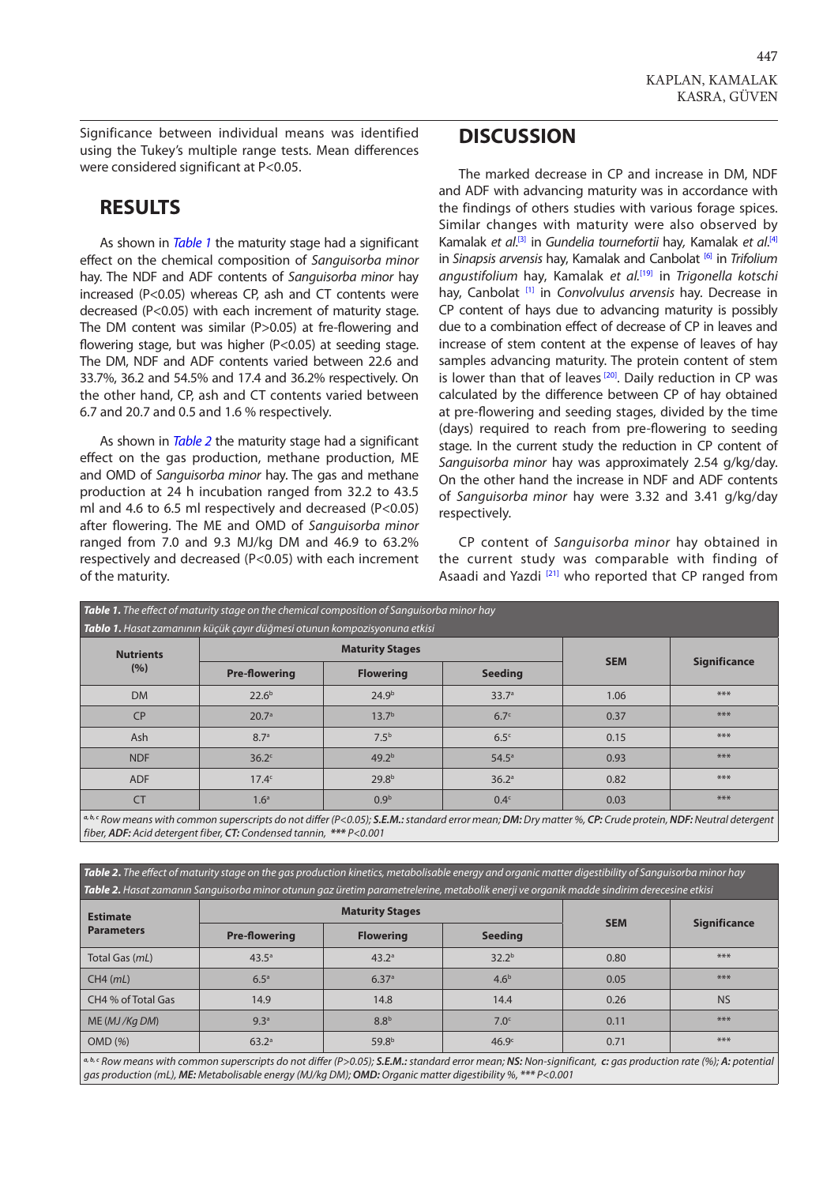Significance between individual means was identified using the Tukey's multiple range tests. Mean differences were considered significant at P<0.05.

## RESULTS

As shown in *Table 1* the maturity stage had a significant effect on the chemical composition of *Sanguisorba minor* hay. The NDF and ADF contents of *Sanguisorba minor* hay increased (P<0.05) whereas CP, ash and CT contents were decreased (P<0.05) with each increment of maturity stage. The DM content was similar (P>0.05) at fre-flowering and flowering stage, but was higher (P<0.05) at seeding stage. The DM, NDF and ADF contents varied between 22.6 and 33.7%, 36.2 and 54.5% and 17.4 and 36.2% respectively. On the other hand, CP, ash and CT contents varied between 6.7 and 20.7 and 0.5 and 1.6 % respectively.

As shown in *Table 2* the maturity stage had a significant effect on the gas production, methane production, ME and OMD of *Sanguisorba minor* hay. The gas and methane production at 24 h incubation ranged from 32.2 to 43.5 ml and 4.6 to 6.5 ml respectively and decreased (P<0.05) after flowering. The ME and OMD of *Sanguisorba minor* ranged from 7.0 and 9.3 MJ/kg DM and 46.9 to 63.2% respectively and decreased (P<0.05) with each increment of the maturity.

## DISCUSSION

The marked decrease in CP and increase in DM, NDF and ADF with advancing maturity was in accordance with the findings of others studies with various forage spices. Similar changes with maturity were also observed by Kamalak *et al.*[3] in *Gundelia tournefortii* hay, Kamalak *et al.*[4] in *Sinapsis arvensis* hay, Kamalak and Canbolat [6] in *Trifolium angustifolium* hay, Kamalak *et al.*[19] in *Trigonella kotschi* hay, Canbolat [1] in *Convolvulus arvensis* hay. Decrease in CP content of hays due to advancing maturity is possibly due to a combination effect of decrease of CP in leaves and increase of stem content at the expense of leaves of hay samples advancing maturity. The protein content of stem is lower than that of leaves [20]. Daily reduction in CP was calculated by the difference between CP of hay obtained at pre-flowering and seeding stages, divided by the time (days) required to reach from pre-flowering to seeding stage. In the current study the reduction in CP content of *Sanguisorba minor* hay was approximately 2.54 g/kg/day. On the other hand the increase in NDF and ADF contents of *Sanguisorba minor* hay were 3.32 and 3.41 g/kg/day respectively.

CP content of *Sanguisorba minor* hay obtained in the current study was comparable with finding of Asaadi and Yazdi [21] who reported that CP ranged from

***Table 1.** The effect of maturity stage on the chemical composition of Sanguisorba minor hay*
***Tablo 1.** Hasat zamanının küçük çayır düğmesi otunun kompozisyonuna etkisi*

| Nutrients (%) | Maturity Stages | | | SEM | Significance |
|---|---|---|---|---|---|
| | Pre-flowering | Flowering | Seeding | | |
| DM | 22.6[b] | 24.9[b] | 33.7[a] | 1.06 | *** |
| CP | 20.7[a] | 13.7[b] | 6.7[c] | 0.37 | *** |
| Ash | 8.7[a] | 7.5[b] | 6.5[c] | 0.15 | *** |
| NDF | 36.2[c] | 49.2[b] | 54.5[a] | 0.93 | *** |
| ADF | 17.4[c] | 29.8[b] | 36.2[a] | 0.82 | *** |
| CT | 1.6[a] | 0.9[b] | 0.4[c] | 0.03 | *** |

*[a, b, c] Row means with common superscripts do not differ (P<0.05); **S.E.M.:** standard error mean; **DM:** Dry matter %, **CP:** Crude protein, **NDF:** Neutral detergent fiber, **ADF:** Acid detergent fiber, **CT:** Condensed tannin, *** P<0.001*

***Table 2.** The effect of maturity stage on the gas production kinetics, metabolisable energy and organic matter digestibility of Sanguisorba minor hay*
***Table 2.** Hasat zamanın Sanguisorba minor otunun gaz üretim parametrelerine, metabolik enerji ve organik madde sindirim derecesine etkisi*

| Estimate Parameters | Maturity Stages | | | SEM | Significance |
|---|---|---|---|---|---|
| | Pre-flowering | Flowering | Seeding | | |
| Total Gas (*mL*) | 43.5[a] | 43.2[a] | 32.2[b] | 0.80 | *** |
| CH4 (*mL*) | 6.5[a] | 6.37[a] | 4.6[b] | 0.05 | *** |
| CH4 % of Total Gas | 14.9 | 14.8 | 14.4 | 0.26 | NS |
| ME (*MJ /Kg DM*) | 9.3[a] | 8.8[b] | 7.0[c] | 0.11 | *** |
| OMD (%) | 63.2[a] | 59.8[b] | 46.9[c] | 0.71 | *** |

*[a, b, c] Row means with common superscripts do not differ (P>0.05); **S.E.M.:** standard error mean; **NS:** Non-significant, **c:** gas production rate (%); **A:** potential gas production (mL), **ME:** Metabolisable energy (MJ/kg DM); **OMD:** Organic matter digestibility %, *** P<0.001*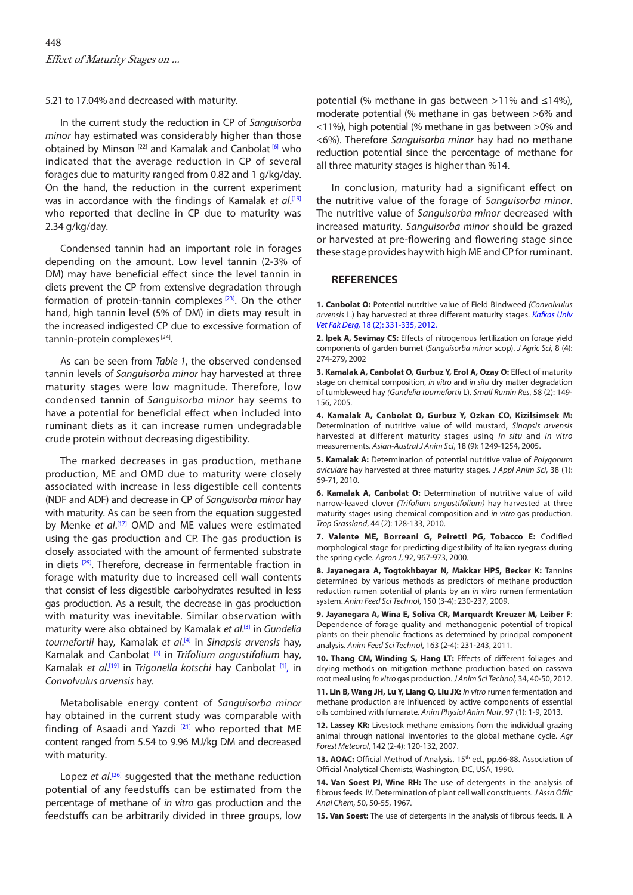5.21 to 17.04% and decreased with maturity.

In the current study the reduction in CP of *Sanguisorba minor* hay estimated was considerably higher than those obtained by Minson [22] and Kamalak and Canbolat [6] who indicated that the average reduction in CP of several forages due to maturity ranged from 0.82 and 1 g/kg/day. On the hand, the reduction in the current experiment was in accordance with the findings of Kamalak *et al.*[19] who reported that decline in CP due to maturity was 2.34 g/kg/day.

Condensed tannin had an important role in forages depending on the amount. Low level tannin (2-3% of DM) may have beneficial effect since the level tannin in diets prevent the CP from extensive degradation through formation of protein-tannin complexes [23]. On the other hand, high tannin level (5% of DM) in diets may result in the increased indigested CP due to excessive formation of tannin-protein complexes [24].

As can be seen from *Table 1*, the observed condensed tannin levels of *Sanguisorba minor* hay harvested at three maturity stages were low magnitude. Therefore, low condensed tannin of *Sanguisorba minor* hay seems to have a potential for beneficial effect when included into ruminant diets as it can increase rumen undegradable crude protein without decreasing digestibility.

The marked decreases in gas production, methane production, ME and OMD due to maturity were closely associated with increase in less digestible cell contents (NDF and ADF) and decrease in CP of *Sanguisorba minor* hay with maturity. As can be seen from the equation suggested by Menke *et al.*[17] OMD and ME values were estimated using the gas production and CP. The gas production is closely associated with the amount of fermented substrate in diets [25]. Therefore, decrease in fermentable fraction in forage with maturity due to increased cell wall contents that consist of less digestible carbohydrates resulted in less gas production. As a result, the decrease in gas production with maturity was inevitable. Similar observation with maturity were also obtained by Kamalak *et al.*[3] in *Gundelia tournefortii* hay, Kamalak *et al.*[4] in *Sinapsis arvensis* hay, Kamalak and Canbolat [6] in *Trifolium angustifolium* hay, Kamalak *et al.*[19] in *Trigonella kotschi* hay Canbolat [1], in *Convolvulus arvensis* hay.

Metabolisable energy content of *Sanguisorba minor* hay obtained in the current study was comparable with finding of Asaadi and Yazdi [21] who reported that ME content ranged from 5.54 to 9.96 MJ/kg DM and decreased with maturity.

Lopez *et al.*[26] suggested that the methane reduction potential of any feedstuffs can be estimated from the percentage of methane of *in vitro* gas production and the feedstuffs can be arbitrarily divided in three groups, low potential (% methane in gas between >11% and ≤14%), moderate potential (% methane in gas between >6% and <11%), high potential (% methane in gas between >0% and <6%). Therefore *Sanguisorba minor* hay had no methane reduction potential since the percentage of methane for all three maturity stages is higher than %14.

In conclusion, maturity had a significant effect on the nutritive value of the forage of *Sanguisorba minor*. The nutritive value of *Sanguisorba minor* decreased with increased maturity. *Sanguisorba minor* should be grazed or harvested at pre-flowering and flowering stage since these stage provides hay with high ME and CP for ruminant.

## REFERENCES

**1. Canbolat O:** Potential nutritive value of Field Bindweed *(Convolvulus arvensis* L.) hay harvested at three different maturity stages. *Kafkas Univ Vet Fak Derg,* 18 (2): 331-335, 2012.

**2. İpek A, Sevimay CS:** Effects of nitrogenous fertilization on forage yield components of garden burnet (*Sanguisorba minor* scop). *J Agric Sci*, 8 (4): 274-279, 2002

**3. Kamalak A, Canbolat O, Gurbuz Y, Erol A, Ozay O:** Effect of maturity stage on chemical composition, *in vitro* and *in situ* dry matter degradation of tumbleweed hay *(Gundelia tournefortii* L). *Small Rumin Res*, 58 (2): 149-156, 2005.

**4. Kamalak A, Canbolat O, Gurbuz Y, Ozkan CO, Kizilsimsek M:** Determination of nutritive value of wild mustard, *Sinapsis arvensis* harvested at different maturity stages using *in situ* and *in vitro* measurements. *Asian-Austral J Anim Sci*, 18 (9): 1249-1254, 2005.

**5. Kamalak A:** Determination of potential nutritive value of *Polygonum aviculare* hay harvested at three maturity stages. *J Appl Anim Sci*, 38 (1): 69-71, 2010.

**6. Kamalak A, Canbolat O:** Determination of nutritive value of wild narrow-leaved clover *(Trifolium angustifolium)* hay harvested at three maturity stages using chemical composition and *in vitro* gas production. *Trop Grassland*, 44 (2): 128-133, 2010.

**7. Valente ME, Borreani G, Peiretti PG, Tobacco E:** Codified morphological stage for predicting digestibility of Italian ryegrass during the spring cycle. *Agron J*, 92, 967-973, 2000.

**8. Jayanegara A, Togtokhbayar N, Makkar HPS, Becker K:** Tannins determined by various methods as predictors of methane production reduction rumen potential of plants by an *in vitro* rumen fermentation system. *Anim Feed Sci Technol*, 150 (3-4): 230-237, 2009.

**9. Jayanegara A, Wina E, Soliva CR, Marquardt Kreuzer M, Leiber F**: Dependence of forage quality and methanogenic potential of tropical plants on their phenolic fractions as determined by principal component analysis. *Anim Feed Sci Technol*, 163 (2-4): 231-243, 2011.

**10. Thang CM, Winding S, Hang LT:** Effects of different foliages and drying methods on mitigation methane production based on cassava root meal using *in vitro* gas production. *J Anim Sci Technol,* 34, 40-50, 2012.

**11. Lin B, Wang JH, Lu Y, Liang Q, Liu JX:** *In vitro* rumen fermentation and methane production are influenced by active components of essential oils combined with fumarate. *Anim Physiol Anim Nutr*, 97 (1): 1-9, 2013.

**12. Lassey KR:** Livestock methane emissions from the individual grazing animal through national inventories to the global methane cycle. *Agr Forest Meteorol*, 142 (2-4): 120-132, 2007.

**13. AOAC:** Official Method of Analysis. 15th ed., pp.66-88. Association of Official Analytical Chemists, Washington, DC, USA, 1990.

**14. Van Soest PJ, Wine RH:** The use of detergents in the analysis of fibrous feeds. IV. Determination of plant cell wall constituents. *J Assn Offic Anal Chem,* 50, 50-55, 1967.

**15. Van Soest:** The use of detergents in the analysis of fibrous feeds. II. A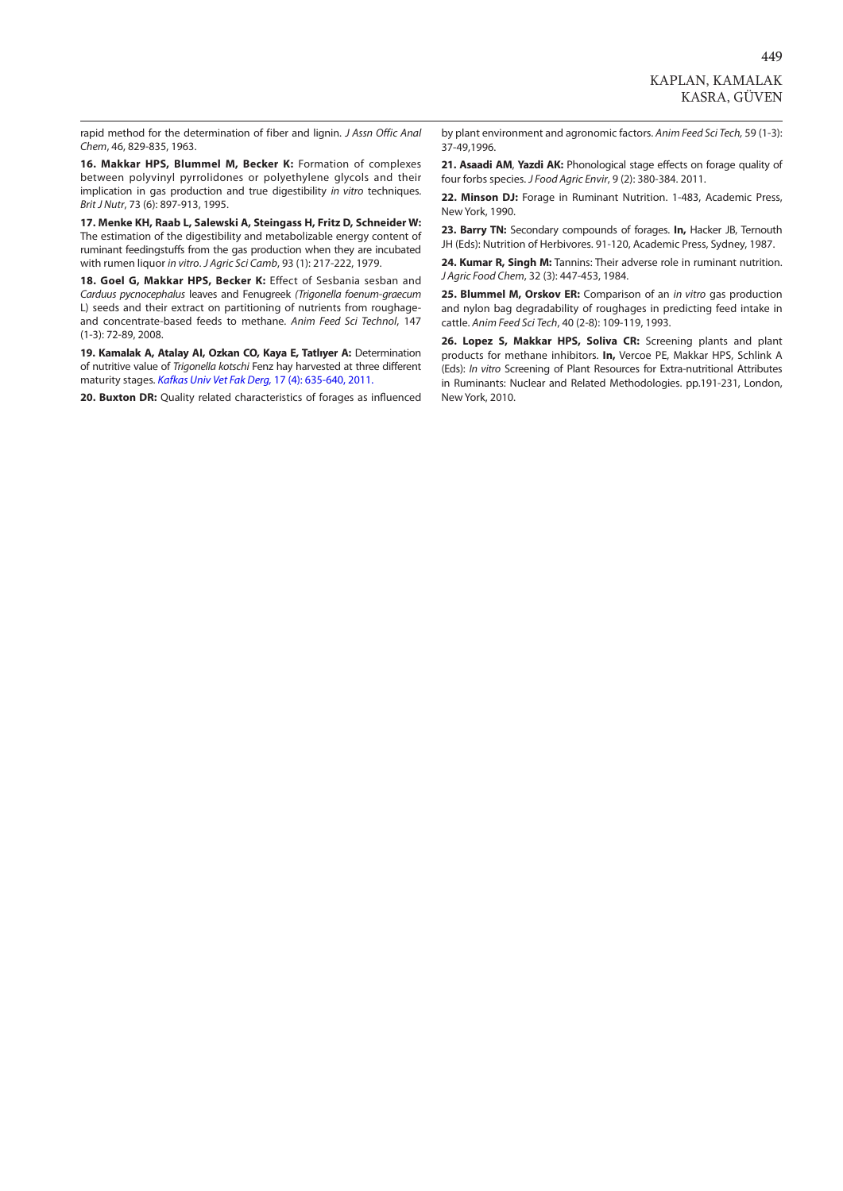rapid method for the determination of fiber and lignin. *J Assn Offic Anal Chem*, 46, 829-835, 1963.

**16. Makkar HPS, Blummel M, Becker K:** Formation of complexes between polyvinyl pyrrolidones or polyethylene glycols and their implication in gas production and true digestibility *in vitro* techniques. *Brit J Nutr*, 73 (6): 897-913, 1995.

**17. Menke KH, Raab L, Salewski A, Steingass H, Fritz D, Schneider W:** The estimation of the digestibility and metabolizable energy content of ruminant feedingstuffs from the gas production when they are incubated with rumen liquor *in vitro*. *J Agric Sci Camb*, 93 (1): 217-222, 1979.

**18. Goel G, Makkar HPS, Becker K:** Effect of Sesbania sesban and *Carduus pycnocephalus* leaves and Fenugreek *(Trigonella foenum-graecum* L) seeds and their extract on partitioning of nutrients from roughage- and concentrate-based feeds to methane. *Anim Feed Sci Technol*, 147 (1-3): 72-89, 2008.

**19. Kamalak A, Atalay AI, Ozkan CO, Kaya E, Tatlıyer A:** Determination of nutritive value of *Trigonella kotschi* Fenz hay harvested at three different maturity stages. *Kafkas Univ Vet Fak Derg,* 17 (4): 635-640, 2011.

**20. Buxton DR:** Quality related characteristics of forages as influenced by plant environment and agronomic factors. *Anim Feed Sci Tech,* 59 (1-3): 37-49,1996.

**21. Asaadi AM**, **Yazdi AK:** Phonological stage effects on forage quality of four forbs species. *J Food Agric Envir*, 9 (2): 380-384. 2011.

**22. Minson DJ:** Forage in Ruminant Nutrition. 1-483, Academic Press, New York, 1990.

**23. Barry TN:** Secondary compounds of forages. **In,** Hacker JB, Ternouth JH (Eds): Nutrition of Herbivores. 91-120, Academic Press, Sydney, 1987.

**24. Kumar R, Singh M:** Tannins: Their adverse role in ruminant nutrition. *J Agric Food Chem*, 32 (3): 447-453, 1984.

**25. Blummel M, Orskov ER:** Comparison of an *in vitro* gas production and nylon bag degradability of roughages in predicting feed intake in cattle. *Anim Feed Sci Tech*, 40 (2-8): 109-119, 1993.

**26. Lopez S, Makkar HPS, Soliva CR:** Screening plants and plant products for methane inhibitors. **In,** Vercoe PE, Makkar HPS, Schlink A (Eds): *In vitro* Screening of Plant Resources for Extra-nutritional Attributes in Ruminants: Nuclear and Related Methodologies. pp.191-231, London, New York, 2010.